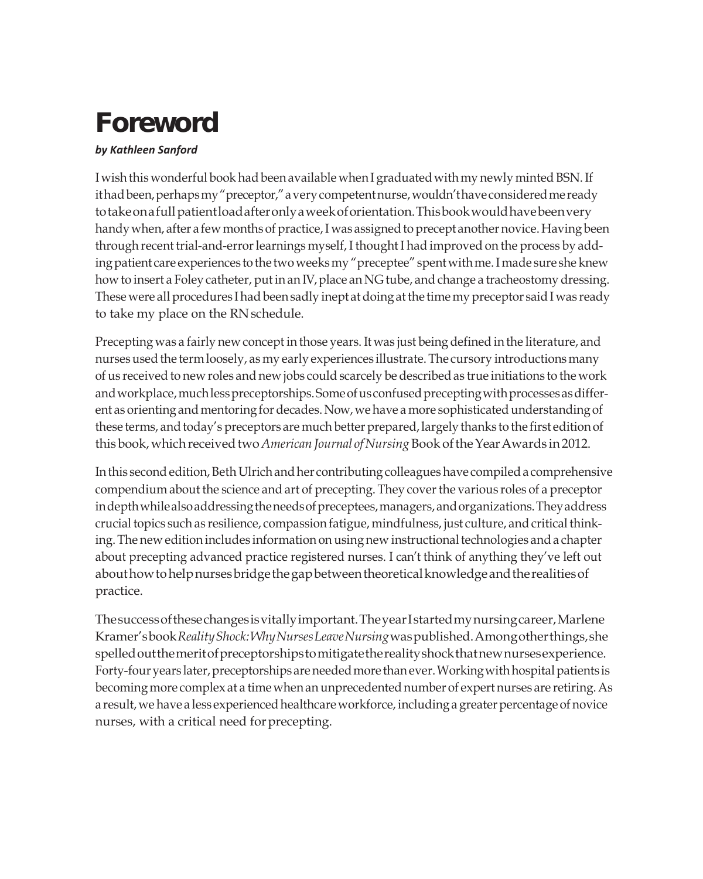# Foreword

***by Kathleen Sanford***

I wish this wonderful book had been available when I graduated with my newly minted BSN. If it had been, perhaps my "preceptor," a very competent nurse, wouldn't have considered me ready to take on a full patient load after only a week of orientation. This book would have been very handy when, after a few months of practice, I was assigned to precept another novice. Having been through recent trial-and-error learnings myself, I thought I had improved on the process by adding patient care experiences to the two weeks my "preceptee" spent with me. I made sure she knew how to insert a Foley catheter, put in an IV, place an NG tube, and change a tracheostomy dressing. These were all procedures I had been sadly inept at doing at the time my preceptor said I was ready to take my place on the RN schedule.

Precepting was a fairly new concept in those years. It was just being defined in the literature, and nurses used the term loosely, as my early experiences illustrate. The cursory introductions many of us received to new roles and new jobs could scarcely be described as true initiations to the work and workplace, much less preceptorships. Some of us confused precepting with processes as different as orienting and mentoring for decades. Now, we have a more sophisticated understanding of these terms, and today's preceptors are much better prepared, largely thanks to the first edition of this book, which received two *American Journal of Nursing* Book of the Year Awards in 2012.

In this second edition, Beth Ulrich and her contributing colleagues have compiled a comprehensive compendium about the science and art of precepting. They cover the various roles of a preceptor in depth while also addressing the needs of preceptees, managers, and organizations. They address crucial topics such as resilience, compassion fatigue, mindfulness, just culture, and critical thinking. The new edition includes information on using new instructional technologies and a chapter about precepting advanced practice registered nurses. I can't think of anything they've left out about how to help nurses bridge the gap between theoretical knowledge and the realities of practice.

The success of these changes is vitally important. The year I started my nursing career, Marlene Kramer's book *Reality Shock: Why Nurses Leave Nursing* was published. Among other things, she spelled out the merit of preceptorships to mitigate the reality shock that new nurses experience. Forty-four years later, preceptorships are needed more than ever. Working with hospital patients is becoming more complex at a time when an unprecedented number of expert nurses are retiring. As a result, we have a less experienced healthcare workforce, including a greater percentage of novice nurses, with a critical need for precepting.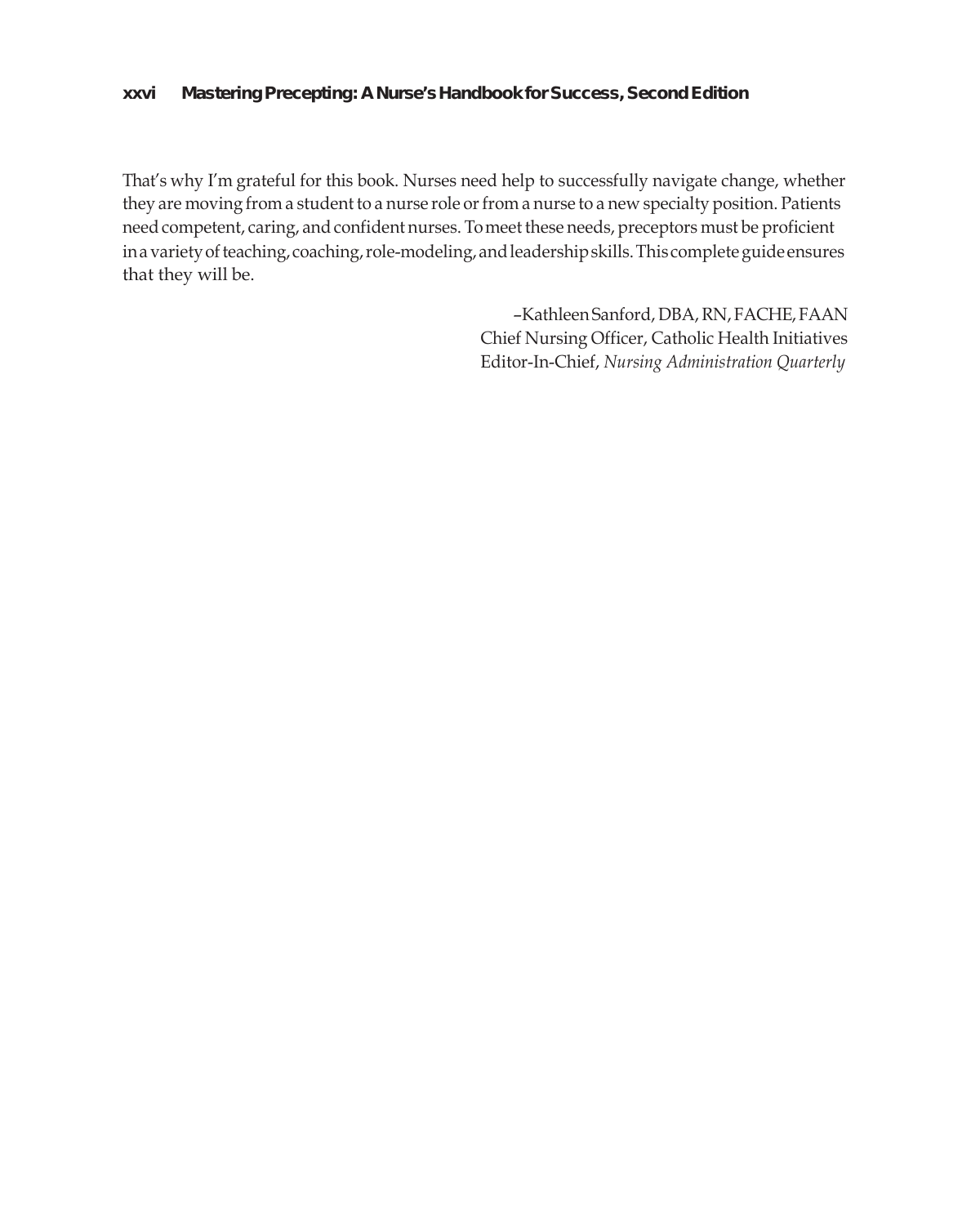That's why I'm grateful for this book. Nurses need help to successfully navigate change, whether they are moving from a student to a nurse role or from a nurse to a new specialty position. Patients need competent, caring, and confident nurses. To meet these needs, preceptors must be proficient in a variety of teaching, coaching, role-modeling, and leadership skills. This complete guide ensures that they will be.

–Kathleen Sanford, DBA, RN, FACHE, FAAN  
Chief Nursing Officer, Catholic Health Initiatives  
Editor-In-Chief, *Nursing Administration Quarterly*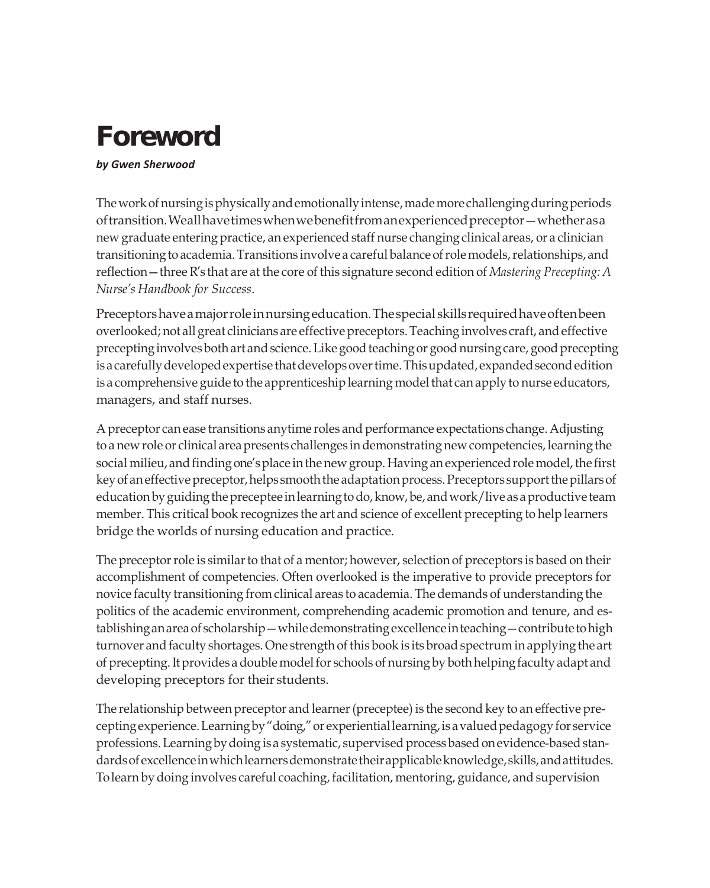# Foreword

***by Gwen Sherwood***

The work of nursing is physically and emotionally intense, made more challenging during periods of transition. We all have times when we benefit from an experienced preceptor—whether as a new graduate entering practice, an experienced staff nurse changing clinical areas, or a clinician transitioning to academia. Transitions involve a careful balance of role models, relationships, and reflection—three R's that are at the core of this signature second edition of *Mastering Precepting: A Nurse's Handbook for Success*.

Preceptors have a major role in nursing education. The special skills required have often been overlooked; not all great clinicians are effective preceptors. Teaching involves craft, and effective precepting involves both art and science. Like good teaching or good nursing care, good precepting is a carefully developed expertise that develops over time. This updated, expanded second edition is a comprehensive guide to the apprenticeship learning model that can apply to nurse educators, managers, and staff nurses.

A preceptor can ease transitions anytime roles and performance expectations change. Adjusting to a new role or clinical area presents challenges in demonstrating new competencies, learning the social milieu, and finding one's place in the new group. Having an experienced role model, the first key of an effective preceptor, helps smooth the adaptation process. Preceptors support the pillars of education by guiding the preceptee in learning to do, know, be, and work/live as a productive team member. This critical book recognizes the art and science of excellent precepting to help learners bridge the worlds of nursing education and practice.

The preceptor role is similar to that of a mentor; however, selection of preceptors is based on their accomplishment of competencies. Often overlooked is the imperative to provide preceptors for novice faculty transitioning from clinical areas to academia. The demands of understanding the politics of the academic environment, comprehending academic promotion and tenure, and establishing an area of scholarship—while demonstrating excellence in teaching—contribute to high turnover and faculty shortages. One strength of this book is its broad spectrum in applying the art of precepting. It provides a double model for schools of nursing by both helping faculty adapt and developing preceptors for their students.

The relationship between preceptor and learner (preceptee) is the second key to an effective precepting experience. Learning by "doing," or experiential learning, is a valued pedagogy for service professions. Learning by doing is a systematic, supervised process based on evidence-based standards of excellence in which learners demonstrate their applicable knowledge, skills, and attitudes. To learn by doing involves careful coaching, facilitation, mentoring, guidance, and supervision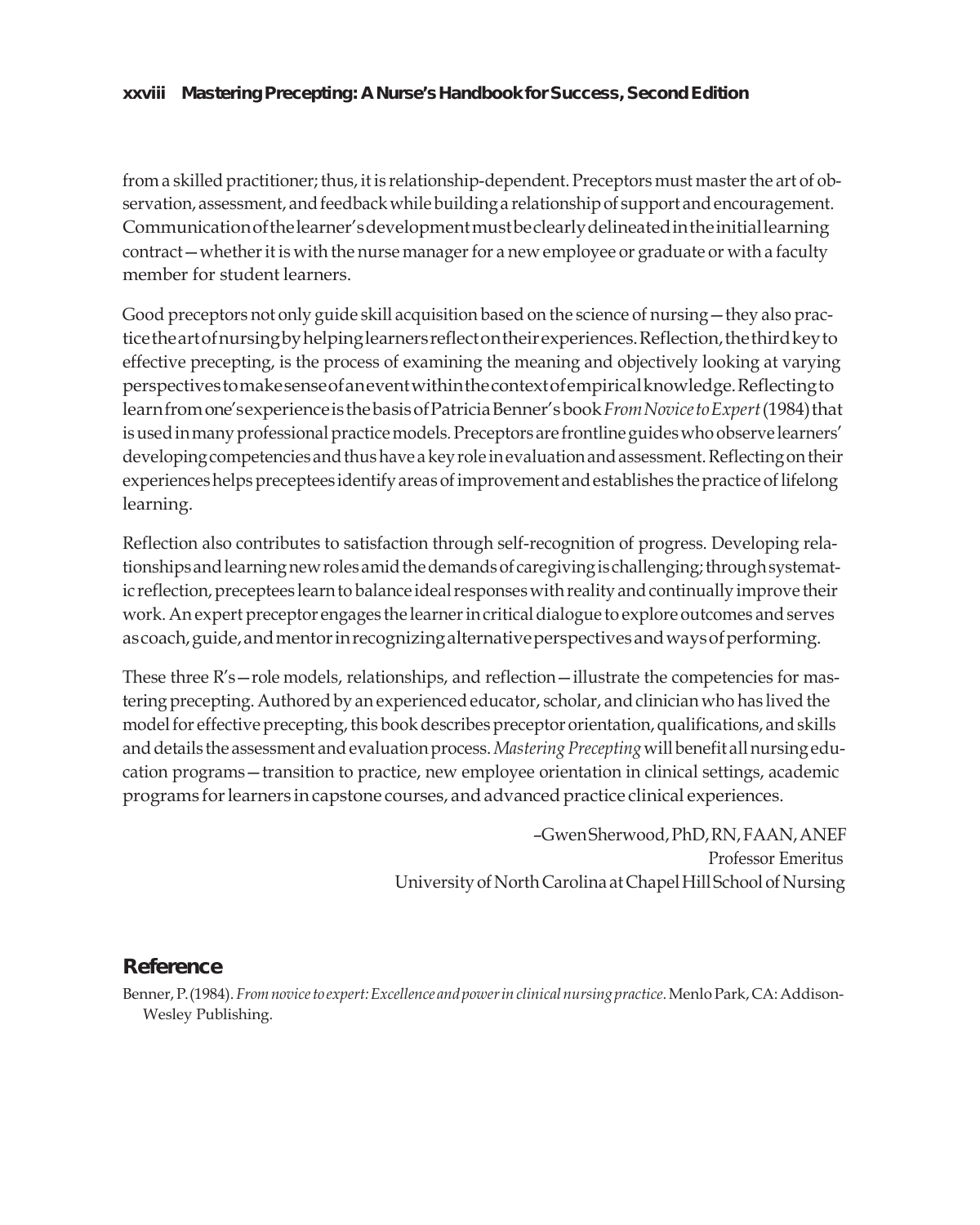from a skilled practitioner; thus, it is relationship-dependent. Preceptors must master the art of observation, assessment, and feedback while building a relationship of support and encouragement. Communication of the learner's development must be clearly delineated in the initial learning contract—whether it is with the nurse manager for a new employee or graduate or with a faculty member for student learners.

Good preceptors not only guide skill acquisition based on the science of nursing—they also practice the art of nursing by helping learners reflect on their experiences. Reflection, the third key to effective precepting, is the process of examining the meaning and objectively looking at varying perspectives to make sense of an event within the context of empirical knowledge. Reflecting to learn from one's experience is the basis of Patricia Benner's book *From Novice to Expert* (1984) that is used in many professional practice models. Preceptors are frontline guides who observe learners' developing competencies and thus have a key role in evaluation and assessment. Reflecting on their experiences helps preceptees identify areas of improvement and establishes the practice of lifelong learning.

Reflection also contributes to satisfaction through self-recognition of progress. Developing relationships and learning new roles amid the demands of caregiving is challenging; through systematic reflection, preceptees learn to balance ideal responses with reality and continually improve their work. An expert preceptor engages the learner in critical dialogue to explore outcomes and serves as coach, guide, and mentor in recognizing alternative perspectives and ways of performing.

These three R's—role models, relationships, and reflection—illustrate the competencies for mastering precepting. Authored by an experienced educator, scholar, and clinician who has lived the model for effective precepting, this book describes preceptor orientation, qualifications, and skills and details the assessment and evaluation process. *Mastering Precepting* will benefit all nursing education programs—transition to practice, new employee orientation in clinical settings, academic programs for learners in capstone courses, and advanced practice clinical experiences.

–Gwen Sherwood, PhD, RN, FAAN, ANEF  
Professor Emeritus  
University of North Carolina at Chapel Hill School of Nursing

## Reference

Benner, P. (1984). *From novice to expert: Excellence and power in clinical nursing practice*. Menlo Park, CA: Addison-Wesley Publishing.